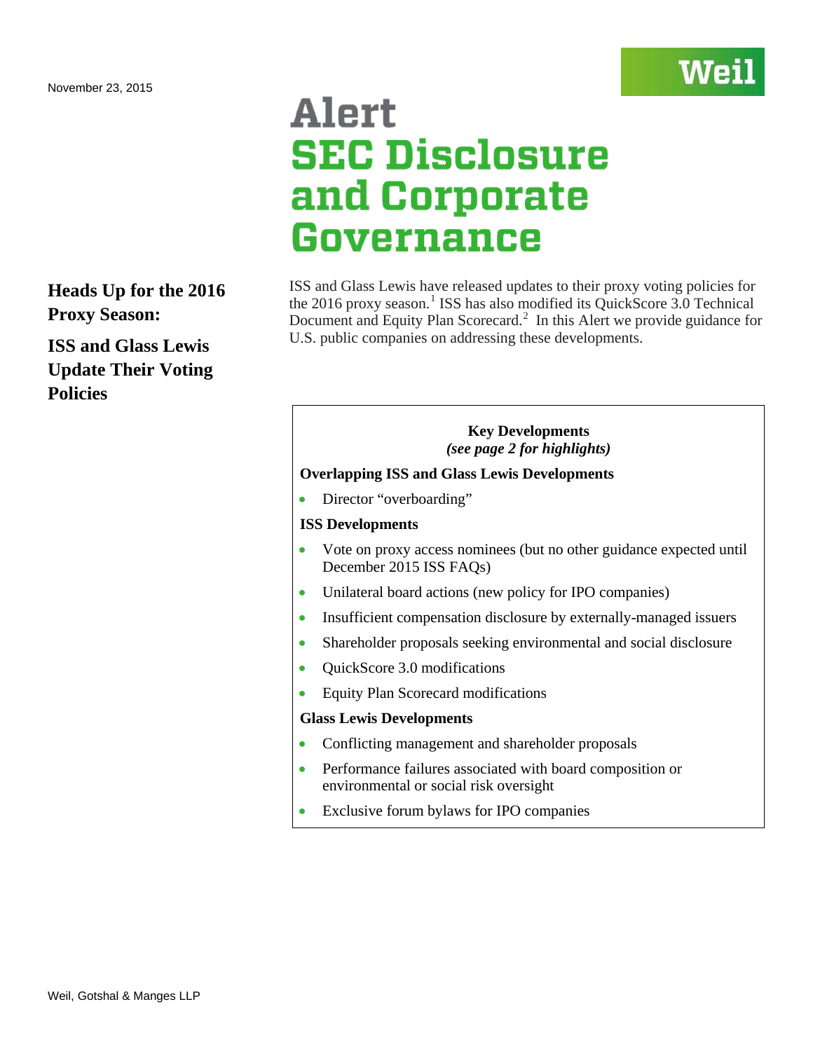November 23, 2015

# Alert
# SEC Disclosure and Corporate Governance

## Heads Up for the 2016 Proxy Season:

## ISS and Glass Lewis Update Their Voting Policies

ISS and Glass Lewis have released updates to their proxy voting policies for the 2016 proxy season.[1] ISS has also modified its QuickScore 3.0 Technical Document and Equity Plan Scorecard.[2] In this Alert we provide guidance for U.S. public companies on addressing these developments.

**Key Developments**
***(see page 2 for highlights)***

**Overlapping ISS and Glass Lewis Developments**

- Director "overboarding"

**ISS Developments**

- Vote on proxy access nominees (but no other guidance expected until December 2015 ISS FAQs)
- Unilateral board actions (new policy for IPO companies)
- Insufficient compensation disclosure by externally-managed issuers
- Shareholder proposals seeking environmental and social disclosure
- QuickScore 3.0 modifications
- Equity Plan Scorecard modifications

**Glass Lewis Developments**

- Conflicting management and shareholder proposals
- Performance failures associated with board composition or environmental or social risk oversight
- Exclusive forum bylaws for IPO companies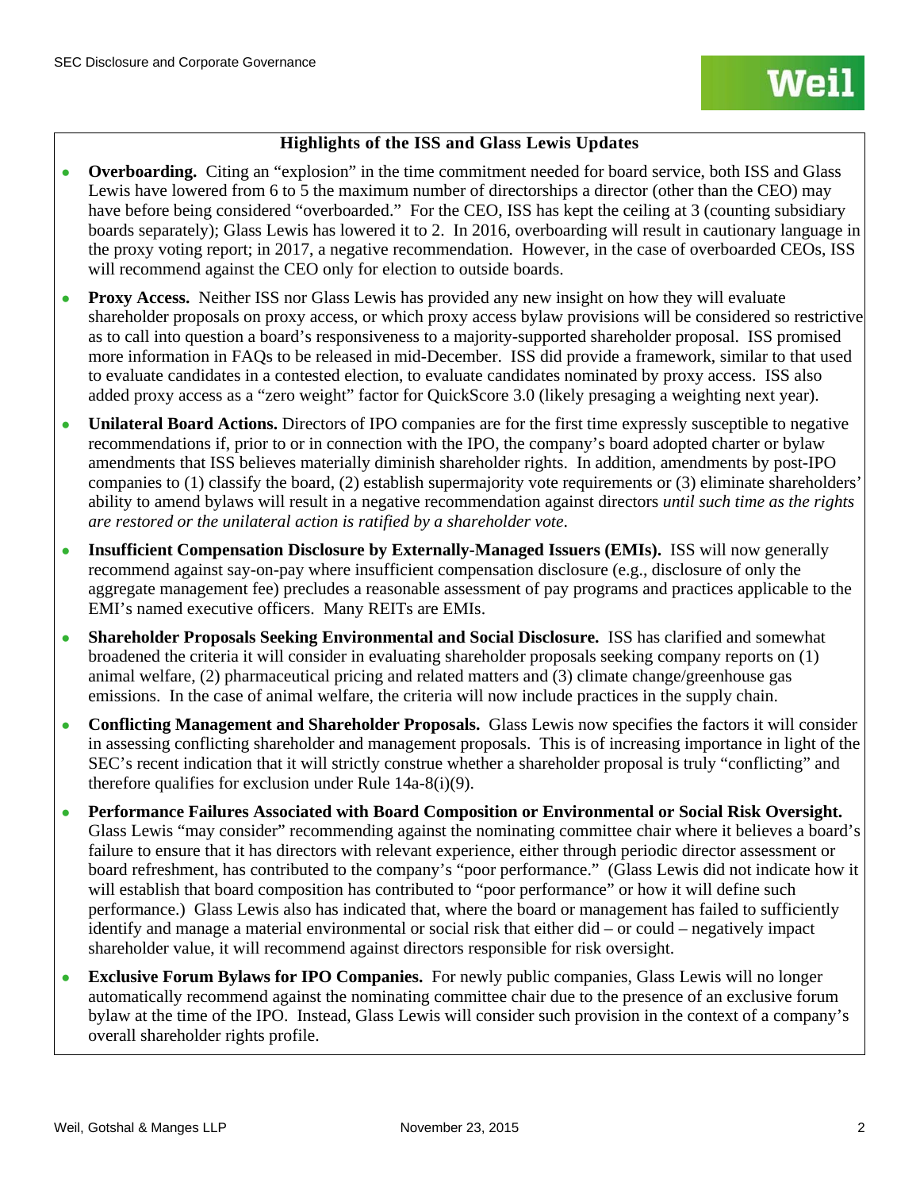### Highlights of the ISS and Glass Lewis Updates

- **Overboarding.** Citing an "explosion" in the time commitment needed for board service, both ISS and Glass Lewis have lowered from 6 to 5 the maximum number of directorships a director (other than the CEO) may have before being considered "overboarded." For the CEO, ISS has kept the ceiling at 3 (counting subsidiary boards separately); Glass Lewis has lowered it to 2. In 2016, overboarding will result in cautionary language in the proxy voting report; in 2017, a negative recommendation. However, in the case of overboarded CEOs, ISS will recommend against the CEO only for election to outside boards.
- **Proxy Access.** Neither ISS nor Glass Lewis has provided any new insight on how they will evaluate shareholder proposals on proxy access, or which proxy access bylaw provisions will be considered so restrictive as to call into question a board's responsiveness to a majority-supported shareholder proposal. ISS promised more information in FAQs to be released in mid-December. ISS did provide a framework, similar to that used to evaluate candidates in a contested election, to evaluate candidates nominated by proxy access. ISS also added proxy access as a "zero weight" factor for QuickScore 3.0 (likely presaging a weighting next year).
- **Unilateral Board Actions.** Directors of IPO companies are for the first time expressly susceptible to negative recommendations if, prior to or in connection with the IPO, the company's board adopted charter or bylaw amendments that ISS believes materially diminish shareholder rights. In addition, amendments by post-IPO companies to (1) classify the board, (2) establish supermajority vote requirements or (3) eliminate shareholders' ability to amend bylaws will result in a negative recommendation against directors *until such time as the rights are restored or the unilateral action is ratified by a shareholder vote*.
- **Insufficient Compensation Disclosure by Externally-Managed Issuers (EMIs).** ISS will now generally recommend against say-on-pay where insufficient compensation disclosure (e.g., disclosure of only the aggregate management fee) precludes a reasonable assessment of pay programs and practices applicable to the EMI's named executive officers. Many REITs are EMIs.
- **Shareholder Proposals Seeking Environmental and Social Disclosure.** ISS has clarified and somewhat broadened the criteria it will consider in evaluating shareholder proposals seeking company reports on (1) animal welfare, (2) pharmaceutical pricing and related matters and (3) climate change/greenhouse gas emissions. In the case of animal welfare, the criteria will now include practices in the supply chain.
- **Conflicting Management and Shareholder Proposals.** Glass Lewis now specifies the factors it will consider in assessing conflicting shareholder and management proposals. This is of increasing importance in light of the SEC's recent indication that it will strictly construe whether a shareholder proposal is truly "conflicting" and therefore qualifies for exclusion under Rule 14a-8(i)(9).
- **Performance Failures Associated with Board Composition or Environmental or Social Risk Oversight.** Glass Lewis "may consider" recommending against the nominating committee chair where it believes a board's failure to ensure that it has directors with relevant experience, either through periodic director assessment or board refreshment, has contributed to the company's "poor performance." (Glass Lewis did not indicate how it will establish that board composition has contributed to "poor performance" or how it will define such performance.) Glass Lewis also has indicated that, where the board or management has failed to sufficiently identify and manage a material environmental or social risk that either did – or could – negatively impact shareholder value, it will recommend against directors responsible for risk oversight.
- **Exclusive Forum Bylaws for IPO Companies.** For newly public companies, Glass Lewis will no longer automatically recommend against the nominating committee chair due to the presence of an exclusive forum bylaw at the time of the IPO. Instead, Glass Lewis will consider such provision in the context of a company's overall shareholder rights profile.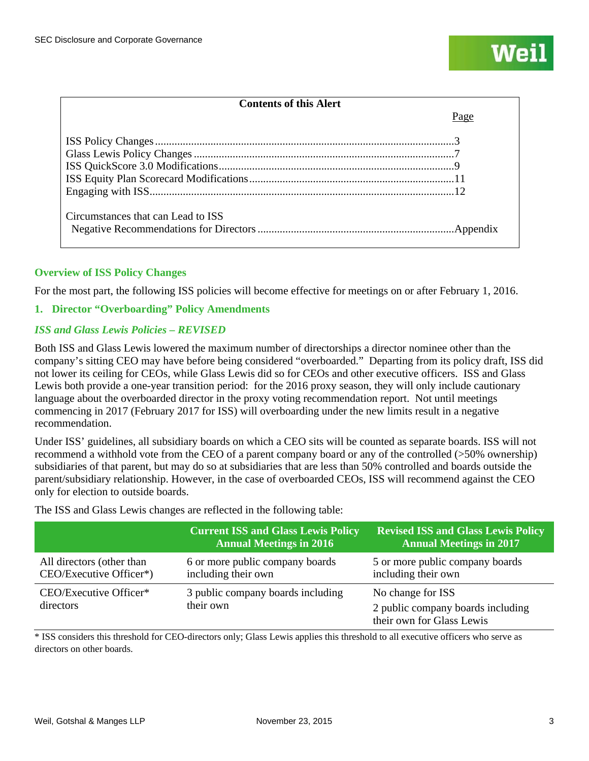**Contents of this Alert**

| | Page |
|---|---|
| ISS Policy Changes | 3 |
| Glass Lewis Policy Changes | 7 |
| ISS QuickScore 3.0 Modifications | 9 |
| ISS Equity Plan Scorecard Modifications | 11 |
| Engaging with ISS | 12 |
| Circumstances that can Lead to ISS Negative Recommendations for Directors | Appendix |

## Overview of ISS Policy Changes

For the most part, the following ISS policies will become effective for meetings on or after February 1, 2016.

### 1. Director "Overboarding" Policy Amendments

#### *ISS and Glass Lewis Policies – REVISED*

Both ISS and Glass Lewis lowered the maximum number of directorships a director nominee other than the company's sitting CEO may have before being considered "overboarded." Departing from its policy draft, ISS did not lower its ceiling for CEOs, while Glass Lewis did so for CEOs and other executive officers. ISS and Glass Lewis both provide a one-year transition period: for the 2016 proxy season, they will only include cautionary language about the overboarded director in the proxy voting recommendation report. Not until meetings commencing in 2017 (February 2017 for ISS) will overboarding under the new limits result in a negative recommendation.

Under ISS' guidelines, all subsidiary boards on which a CEO sits will be counted as separate boards. ISS will not recommend a withhold vote from the CEO of a parent company board or any of the controlled (>50% ownership) subsidiaries of that parent, but may do so at subsidiaries that are less than 50% controlled and boards outside the parent/subsidiary relationship. However, in the case of overboarded CEOs, ISS will recommend against the CEO only for election to outside boards.

The ISS and Glass Lewis changes are reflected in the following table:

| | Current ISS and Glass Lewis Policy Annual Meetings in 2016 | Revised ISS and Glass Lewis Policy Annual Meetings in 2017 |
|---|---|---|
| All directors (other than CEO/Executive Officer*) | 6 or more public company boards including their own | 5 or more public company boards including their own |
| CEO/Executive Officer* directors | 3 public company boards including their own | No change for ISS<br>2 public company boards including their own for Glass Lewis |

\* ISS considers this threshold for CEO-directors only; Glass Lewis applies this threshold to all executive officers who serve as directors on other boards.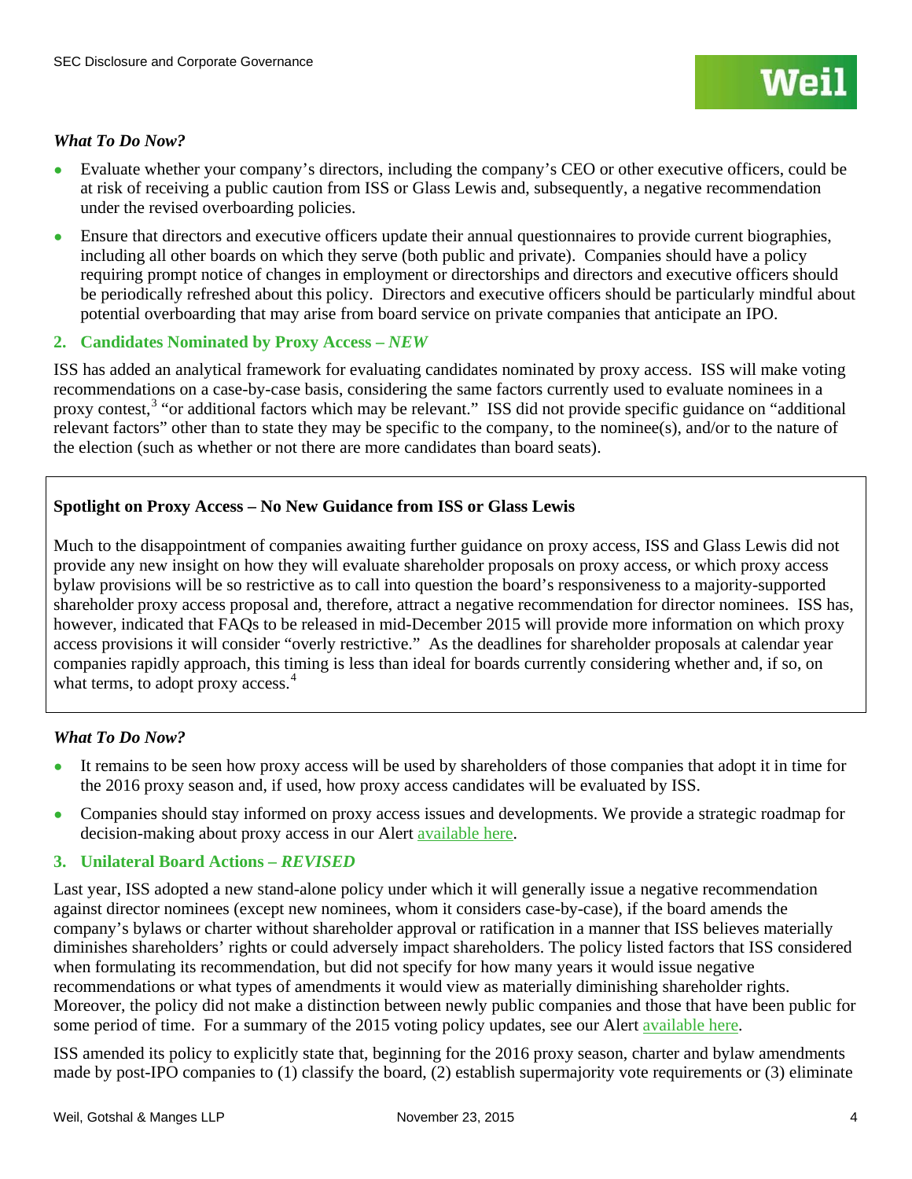***What To Do Now?***

- Evaluate whether your company's directors, including the company's CEO or other executive officers, could be at risk of receiving a public caution from ISS or Glass Lewis and, subsequently, a negative recommendation under the revised overboarding policies.
- Ensure that directors and executive officers update their annual questionnaires to provide current biographies, including all other boards on which they serve (both public and private). Companies should have a policy requiring prompt notice of changes in employment or directorships and directors and executive officers should be periodically refreshed about this policy. Directors and executive officers should be particularly mindful about potential overboarding that may arise from board service on private companies that anticipate an IPO.

### 2. Candidates Nominated by Proxy Access – *NEW*

ISS has added an analytical framework for evaluating candidates nominated by proxy access. ISS will make voting recommendations on a case-by-case basis, considering the same factors currently used to evaluate nominees in a proxy contest,[3] "or additional factors which may be relevant." ISS did not provide specific guidance on "additional relevant factors" other than to state they may be specific to the company, to the nominee(s), and/or to the nature of the election (such as whether or not there are more candidates than board seats).

**Spotlight on Proxy Access – No New Guidance from ISS or Glass Lewis**

Much to the disappointment of companies awaiting further guidance on proxy access, ISS and Glass Lewis did not provide any new insight on how they will evaluate shareholder proposals on proxy access, or which proxy access bylaw provisions will be so restrictive as to call into question the board's responsiveness to a majority-supported shareholder proxy access proposal and, therefore, attract a negative recommendation for director nominees. ISS has, however, indicated that FAQs to be released in mid-December 2015 will provide more information on which proxy access provisions it will consider "overly restrictive." As the deadlines for shareholder proposals at calendar year companies rapidly approach, this timing is less than ideal for boards currently considering whether and, if so, on what terms, to adopt proxy access.[4]

***What To Do Now?***

- It remains to be seen how proxy access will be used by shareholders of those companies that adopt it in time for the 2016 proxy season and, if used, how proxy access candidates will be evaluated by ISS.
- Companies should stay informed on proxy access issues and developments. We provide a strategic roadmap for decision-making about proxy access in our Alert available here.

### 3. Unilateral Board Actions – *REVISED*

Last year, ISS adopted a new stand-alone policy under which it will generally issue a negative recommendation against director nominees (except new nominees, whom it considers case-by-case), if the board amends the company's bylaws or charter without shareholder approval or ratification in a manner that ISS believes materially diminishes shareholders' rights or could adversely impact shareholders. The policy listed factors that ISS considered when formulating its recommendation, but did not specify for how many years it would issue negative recommendations or what types of amendments it would view as materially diminishing shareholder rights. Moreover, the policy did not make a distinction between newly public companies and those that have been public for some period of time. For a summary of the 2015 voting policy updates, see our Alert available here.

ISS amended its policy to explicitly state that, beginning for the 2016 proxy season, charter and bylaw amendments made by post-IPO companies to (1) classify the board, (2) establish supermajority vote requirements or (3) eliminate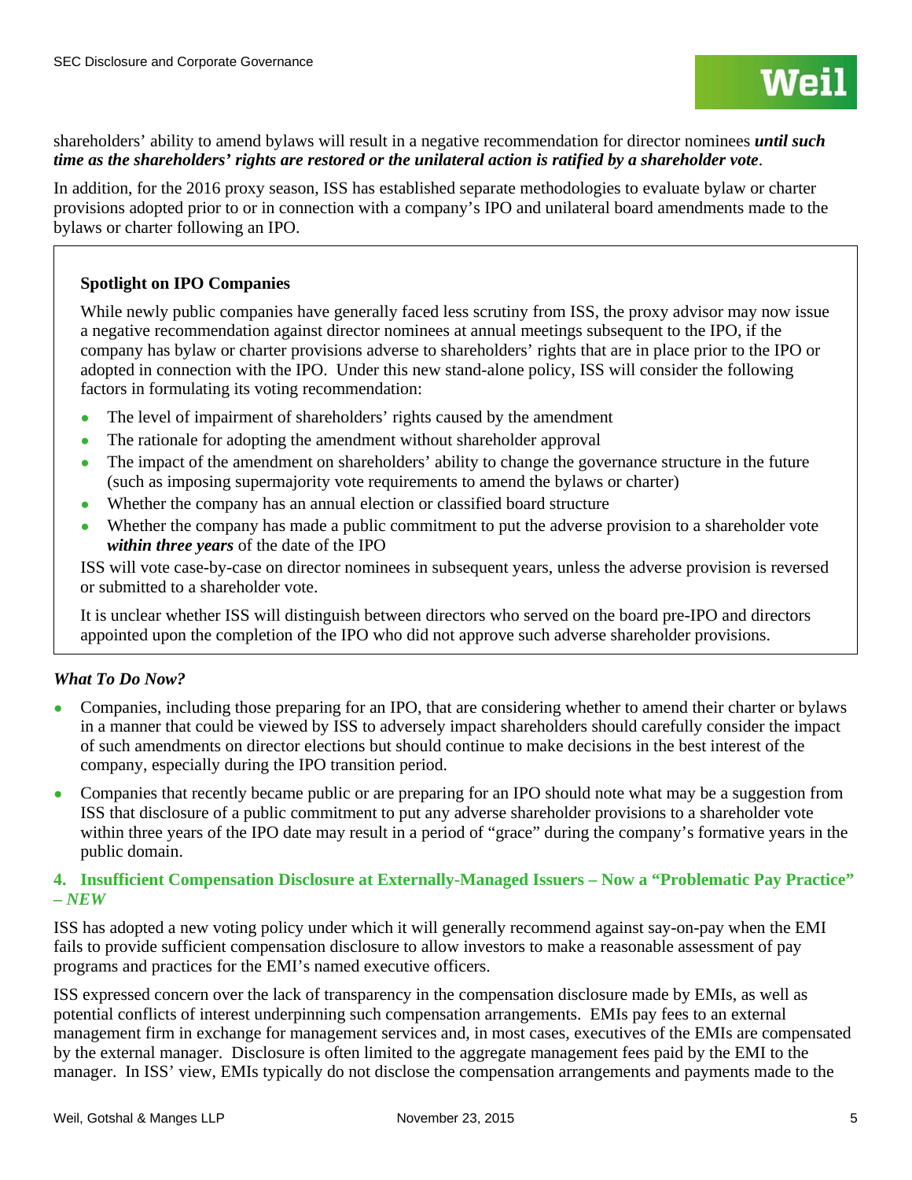shareholders' ability to amend bylaws will result in a negative recommendation for director nominees ***until such time as the shareholders' rights are restored or the unilateral action is ratified by a shareholder vote***.

In addition, for the 2016 proxy season, ISS has established separate methodologies to evaluate bylaw or charter provisions adopted prior to or in connection with a company's IPO and unilateral board amendments made to the bylaws or charter following an IPO.

> **Spotlight on IPO Companies**
>
> While newly public companies have generally faced less scrutiny from ISS, the proxy advisor may now issue a negative recommendation against director nominees at annual meetings subsequent to the IPO, if the company has bylaw or charter provisions adverse to shareholders' rights that are in place prior to the IPO or adopted in connection with the IPO. Under this new stand-alone policy, ISS will consider the following factors in formulating its voting recommendation:
>
> - The level of impairment of shareholders' rights caused by the amendment
> - The rationale for adopting the amendment without shareholder approval
> - The impact of the amendment on shareholders' ability to change the governance structure in the future (such as imposing supermajority vote requirements to amend the bylaws or charter)
> - Whether the company has an annual election or classified board structure
> - Whether the company has made a public commitment to put the adverse provision to a shareholder vote ***within three years*** of the date of the IPO
>
> ISS will vote case-by-case on director nominees in subsequent years, unless the adverse provision is reversed or submitted to a shareholder vote.
>
> It is unclear whether ISS will distinguish between directors who served on the board pre-IPO and directors appointed upon the completion of the IPO who did not approve such adverse shareholder provisions.

***What To Do Now?***

- Companies, including those preparing for an IPO, that are considering whether to amend their charter or bylaws in a manner that could be viewed by ISS to adversely impact shareholders should carefully consider the impact of such amendments on director elections but should continue to make decisions in the best interest of the company, especially during the IPO transition period.
- Companies that recently became public or are preparing for an IPO should note what may be a suggestion from ISS that disclosure of a public commitment to put any adverse shareholder provisions to a shareholder vote within three years of the IPO date may result in a period of "grace" during the company's formative years in the public domain.

### 4. Insufficient Compensation Disclosure at Externally-Managed Issuers – Now a "Problematic Pay Practice" – *NEW*

ISS has adopted a new voting policy under which it will generally recommend against say-on-pay when the EMI fails to provide sufficient compensation disclosure to allow investors to make a reasonable assessment of pay programs and practices for the EMI's named executive officers.

ISS expressed concern over the lack of transparency in the compensation disclosure made by EMIs, as well as potential conflicts of interest underpinning such compensation arrangements. EMIs pay fees to an external management firm in exchange for management services and, in most cases, executives of the EMIs are compensated by the external manager. Disclosure is often limited to the aggregate management fees paid by the EMI to the manager. In ISS' view, EMIs typically do not disclose the compensation arrangements and payments made to the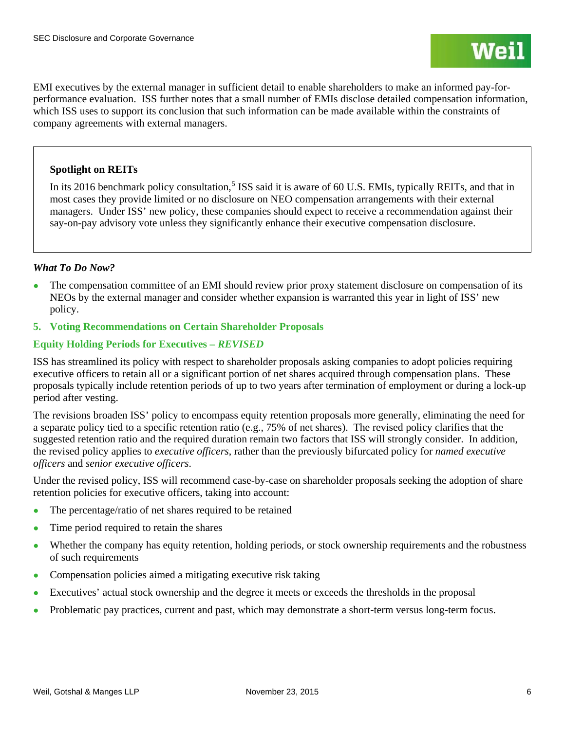EMI executives by the external manager in sufficient detail to enable shareholders to make an informed pay-for-performance evaluation. ISS further notes that a small number of EMIs disclose detailed compensation information, which ISS uses to support its conclusion that such information can be made available within the constraints of company agreements with external managers.

> **Spotlight on REITs**
>
> In its 2016 benchmark policy consultation,[5] ISS said it is aware of 60 U.S. EMIs, typically REITs, and that in most cases they provide limited or no disclosure on NEO compensation arrangements with their external managers. Under ISS' new policy, these companies should expect to receive a recommendation against their say-on-pay advisory vote unless they significantly enhance their executive compensation disclosure.

***What To Do Now?***

- The compensation committee of an EMI should review prior proxy statement disclosure on compensation of its NEOs by the external manager and consider whether expansion is warranted this year in light of ISS' new policy.

## 5. Voting Recommendations on Certain Shareholder Proposals

### Equity Holding Periods for Executives – *REVISED*

ISS has streamlined its policy with respect to shareholder proposals asking companies to adopt policies requiring executive officers to retain all or a significant portion of net shares acquired through compensation plans. These proposals typically include retention periods of up to two years after termination of employment or during a lock-up period after vesting.

The revisions broaden ISS' policy to encompass equity retention proposals more generally, eliminating the need for a separate policy tied to a specific retention ratio (e.g., 75% of net shares). The revised policy clarifies that the suggested retention ratio and the required duration remain two factors that ISS will strongly consider. In addition, the revised policy applies to *executive officers*, rather than the previously bifurcated policy for *named executive officers* and *senior executive officers*.

Under the revised policy, ISS will recommend case-by-case on shareholder proposals seeking the adoption of share retention policies for executive officers, taking into account:

- The percentage/ratio of net shares required to be retained
- Time period required to retain the shares
- Whether the company has equity retention, holding periods, or stock ownership requirements and the robustness of such requirements
- Compensation policies aimed a mitigating executive risk taking
- Executives' actual stock ownership and the degree it meets or exceeds the thresholds in the proposal
- Problematic pay practices, current and past, which may demonstrate a short-term versus long-term focus.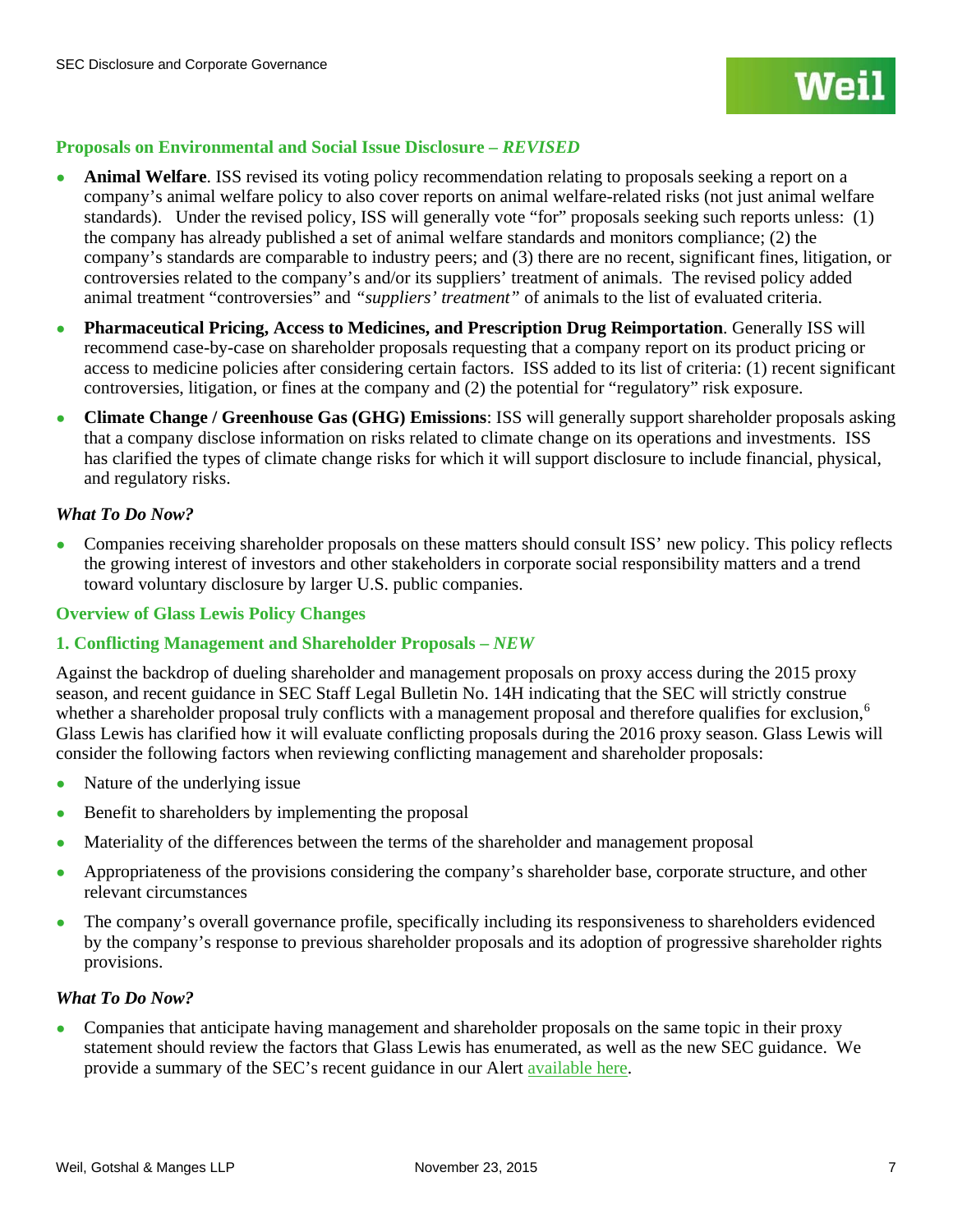### Proposals on Environmental and Social Issue Disclosure – *REVISED*

- **Animal Welfare**. ISS revised its voting policy recommendation relating to proposals seeking a report on a company's animal welfare policy to also cover reports on animal welfare-related risks (not just animal welfare standards). Under the revised policy, ISS will generally vote "for" proposals seeking such reports unless: (1) the company has already published a set of animal welfare standards and monitors compliance; (2) the company's standards are comparable to industry peers; and (3) there are no recent, significant fines, litigation, or controversies related to the company's and/or its suppliers' treatment of animals. The revised policy added animal treatment "controversies" and *"suppliers' treatment"* of animals to the list of evaluated criteria.
- **Pharmaceutical Pricing, Access to Medicines, and Prescription Drug Reimportation**. Generally ISS will recommend case-by-case on shareholder proposals requesting that a company report on its product pricing or access to medicine policies after considering certain factors. ISS added to its list of criteria: (1) recent significant controversies, litigation, or fines at the company and (2) the potential for "regulatory" risk exposure.
- **Climate Change / Greenhouse Gas (GHG) Emissions**: ISS will generally support shareholder proposals asking that a company disclose information on risks related to climate change on its operations and investments. ISS has clarified the types of climate change risks for which it will support disclosure to include financial, physical, and regulatory risks.

#### *What To Do Now?*

- Companies receiving shareholder proposals on these matters should consult ISS' new policy. This policy reflects the growing interest of investors and other stakeholders in corporate social responsibility matters and a trend toward voluntary disclosure by larger U.S. public companies.

### Overview of Glass Lewis Policy Changes

### 1. Conflicting Management and Shareholder Proposals – *NEW*

Against the backdrop of dueling shareholder and management proposals on proxy access during the 2015 proxy season, and recent guidance in SEC Staff Legal Bulletin No. 14H indicating that the SEC will strictly construe whether a shareholder proposal truly conflicts with a management proposal and therefore qualifies for exclusion,[6] Glass Lewis has clarified how it will evaluate conflicting proposals during the 2016 proxy season. Glass Lewis will consider the following factors when reviewing conflicting management and shareholder proposals:

- Nature of the underlying issue
- Benefit to shareholders by implementing the proposal
- Materiality of the differences between the terms of the shareholder and management proposal
- Appropriateness of the provisions considering the company's shareholder base, corporate structure, and other relevant circumstances
- The company's overall governance profile, specifically including its responsiveness to shareholders evidenced by the company's response to previous shareholder proposals and its adoption of progressive shareholder rights provisions.

#### *What To Do Now?*

- Companies that anticipate having management and shareholder proposals on the same topic in their proxy statement should review the factors that Glass Lewis has enumerated, as well as the new SEC guidance. We provide a summary of the SEC's recent guidance in our Alert available here.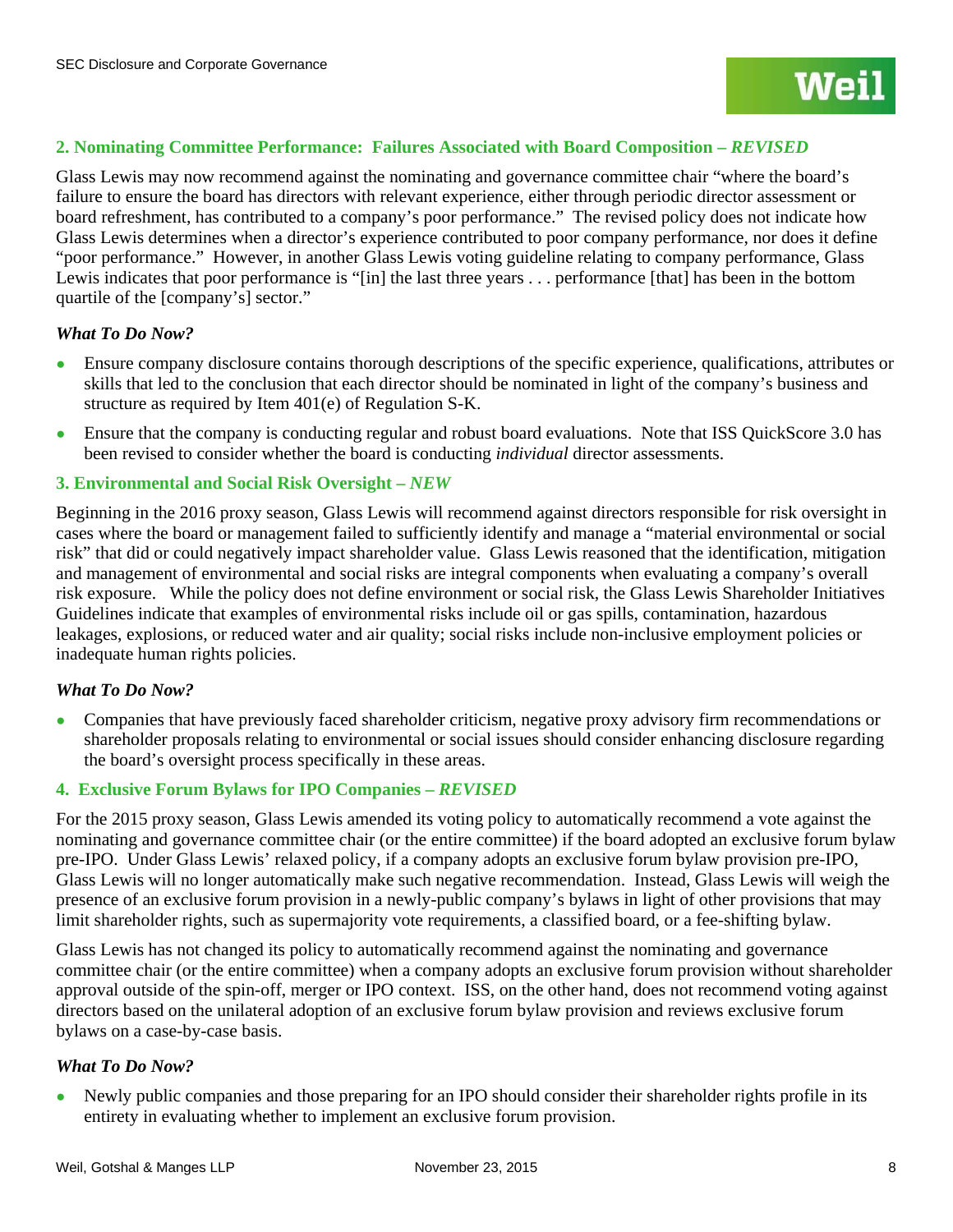### 2. Nominating Committee Performance: Failures Associated with Board Composition – *REVISED*

Glass Lewis may now recommend against the nominating and governance committee chair "where the board's failure to ensure the board has directors with relevant experience, either through periodic director assessment or board refreshment, has contributed to a company's poor performance." The revised policy does not indicate how Glass Lewis determines when a director's experience contributed to poor company performance, nor does it define "poor performance." However, in another Glass Lewis voting guideline relating to company performance, Glass Lewis indicates that poor performance is "[in] the last three years . . . performance [that] has been in the bottom quartile of the [company's] sector."

***What To Do Now?***

- Ensure company disclosure contains thorough descriptions of the specific experience, qualifications, attributes or skills that led to the conclusion that each director should be nominated in light of the company's business and structure as required by Item 401(e) of Regulation S-K.
- Ensure that the company is conducting regular and robust board evaluations. Note that ISS QuickScore 3.0 has been revised to consider whether the board is conducting *individual* director assessments.

### 3. Environmental and Social Risk Oversight – *NEW*

Beginning in the 2016 proxy season, Glass Lewis will recommend against directors responsible for risk oversight in cases where the board or management failed to sufficiently identify and manage a "material environmental or social risk" that did or could negatively impact shareholder value. Glass Lewis reasoned that the identification, mitigation and management of environmental and social risks are integral components when evaluating a company's overall risk exposure. While the policy does not define environment or social risk, the Glass Lewis Shareholder Initiatives Guidelines indicate that examples of environmental risks include oil or gas spills, contamination, hazardous leakages, explosions, or reduced water and air quality; social risks include non-inclusive employment policies or inadequate human rights policies.

***What To Do Now?***

- Companies that have previously faced shareholder criticism, negative proxy advisory firm recommendations or shareholder proposals relating to environmental or social issues should consider enhancing disclosure regarding the board's oversight process specifically in these areas.

### 4. Exclusive Forum Bylaws for IPO Companies – *REVISED*

For the 2015 proxy season, Glass Lewis amended its voting policy to automatically recommend a vote against the nominating and governance committee chair (or the entire committee) if the board adopted an exclusive forum bylaw pre-IPO. Under Glass Lewis' relaxed policy, if a company adopts an exclusive forum bylaw provision pre-IPO, Glass Lewis will no longer automatically make such negative recommendation. Instead, Glass Lewis will weigh the presence of an exclusive forum provision in a newly-public company's bylaws in light of other provisions that may limit shareholder rights, such as supermajority vote requirements, a classified board, or a fee-shifting bylaw.

Glass Lewis has not changed its policy to automatically recommend against the nominating and governance committee chair (or the entire committee) when a company adopts an exclusive forum provision without shareholder approval outside of the spin-off, merger or IPO context. ISS, on the other hand, does not recommend voting against directors based on the unilateral adoption of an exclusive forum bylaw provision and reviews exclusive forum bylaws on a case-by-case basis.

***What To Do Now?***

- Newly public companies and those preparing for an IPO should consider their shareholder rights profile in its entirety in evaluating whether to implement an exclusive forum provision.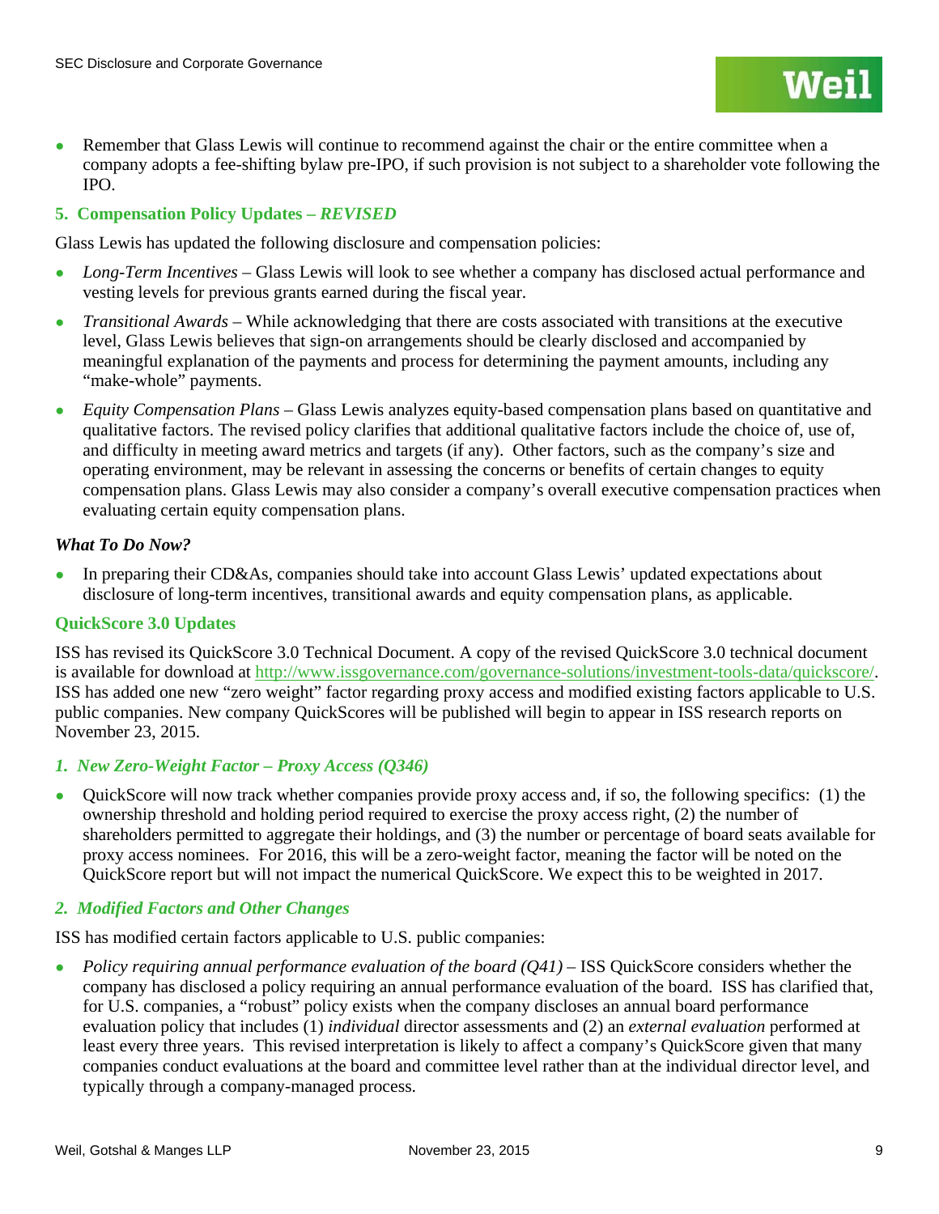- Remember that Glass Lewis will continue to recommend against the chair or the entire committee when a company adopts a fee-shifting bylaw pre-IPO, if such provision is not subject to a shareholder vote following the IPO.

### 5. Compensation Policy Updates – *REVISED*

Glass Lewis has updated the following disclosure and compensation policies:

- *Long-Term Incentives* – Glass Lewis will look to see whether a company has disclosed actual performance and vesting levels for previous grants earned during the fiscal year.
- *Transitional Awards* – While acknowledging that there are costs associated with transitions at the executive level, Glass Lewis believes that sign-on arrangements should be clearly disclosed and accompanied by meaningful explanation of the payments and process for determining the payment amounts, including any "make-whole" payments.
- *Equity Compensation Plans* – Glass Lewis analyzes equity-based compensation plans based on quantitative and qualitative factors. The revised policy clarifies that additional qualitative factors include the choice of, use of, and difficulty in meeting award metrics and targets (if any). Other factors, such as the company's size and operating environment, may be relevant in assessing the concerns or benefits of certain changes to equity compensation plans. Glass Lewis may also consider a company's overall executive compensation practices when evaluating certain equity compensation plans.

***What To Do Now?***

- In preparing their CD&As, companies should take into account Glass Lewis' updated expectations about disclosure of long-term incentives, transitional awards and equity compensation plans, as applicable.

## QuickScore 3.0 Updates

ISS has revised its QuickScore 3.0 Technical Document. A copy of the revised QuickScore 3.0 technical document is available for download at [http://www.issgovernance.com/governance-solutions/investment-tools-data/quickscore/](http://www.issgovernance.com/governance-solutions/investment-tools-data/quickscore/). ISS has added one new "zero weight" factor regarding proxy access and modified existing factors applicable to U.S. public companies. New company QuickScores will be published will begin to appear in ISS research reports on November 23, 2015.

### *1. New Zero-Weight Factor – Proxy Access (Q346)*

- QuickScore will now track whether companies provide proxy access and, if so, the following specifics: (1) the ownership threshold and holding period required to exercise the proxy access right, (2) the number of shareholders permitted to aggregate their holdings, and (3) the number or percentage of board seats available for proxy access nominees. For 2016, this will be a zero-weight factor, meaning the factor will be noted on the QuickScore report but will not impact the numerical QuickScore. We expect this to be weighted in 2017.

### *2. Modified Factors and Other Changes*

ISS has modified certain factors applicable to U.S. public companies:

- *Policy requiring annual performance evaluation of the board (Q41)* – ISS QuickScore considers whether the company has disclosed a policy requiring an annual performance evaluation of the board. ISS has clarified that, for U.S. companies, a "robust" policy exists when the company discloses an annual board performance evaluation policy that includes (1) *individual* director assessments and (2) an *external evaluation* performed at least every three years. This revised interpretation is likely to affect a company's QuickScore given that many companies conduct evaluations at the board and committee level rather than at the individual director level, and typically through a company-managed process.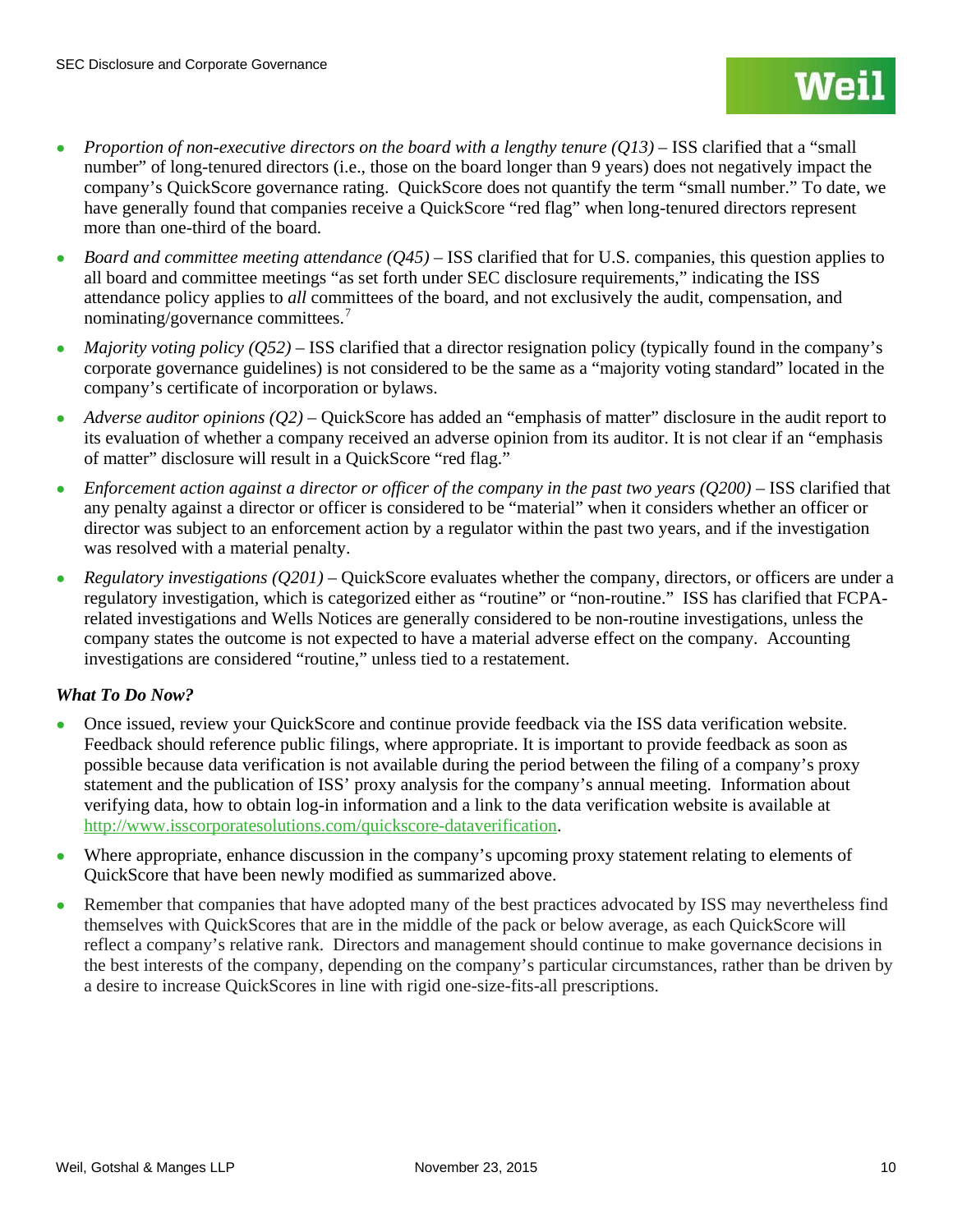- *Proportion of non-executive directors on the board with a lengthy tenure (Q13)* – ISS clarified that a "small number" of long-tenured directors (i.e., those on the board longer than 9 years) does not negatively impact the company's QuickScore governance rating. QuickScore does not quantify the term "small number." To date, we have generally found that companies receive a QuickScore "red flag" when long-tenured directors represent more than one-third of the board.
- *Board and committee meeting attendance (Q45)* – ISS clarified that for U.S. companies, this question applies to all board and committee meetings "as set forth under SEC disclosure requirements," indicating the ISS attendance policy applies to *all* committees of the board, and not exclusively the audit, compensation, and nominating/governance committees.[7]
- *Majority voting policy (Q52)* – ISS clarified that a director resignation policy (typically found in the company's corporate governance guidelines) is not considered to be the same as a "majority voting standard" located in the company's certificate of incorporation or bylaws.
- *Adverse auditor opinions (Q2)* – QuickScore has added an "emphasis of matter" disclosure in the audit report to its evaluation of whether a company received an adverse opinion from its auditor. It is not clear if an "emphasis of matter" disclosure will result in a QuickScore "red flag."
- *Enforcement action against a director or officer of the company in the past two years (Q200)* – ISS clarified that any penalty against a director or officer is considered to be "material" when it considers whether an officer or director was subject to an enforcement action by a regulator within the past two years, and if the investigation was resolved with a material penalty.
- *Regulatory investigations (Q201)* – QuickScore evaluates whether the company, directors, or officers are under a regulatory investigation, which is categorized either as "routine" or "non-routine." ISS has clarified that FCPA-related investigations and Wells Notices are generally considered to be non-routine investigations, unless the company states the outcome is not expected to have a material adverse effect on the company. Accounting investigations are considered "routine," unless tied to a restatement.

***What To Do Now?***

- Once issued, review your QuickScore and continue provide feedback via the ISS data verification website. Feedback should reference public filings, where appropriate. It is important to provide feedback as soon as possible because data verification is not available during the period between the filing of a company's proxy statement and the publication of ISS' proxy analysis for the company's annual meeting. Information about verifying data, how to obtain log-in information and a link to the data verification website is available at http://www.isscorporatesolutions.com/quickscore-dataverification.
- Where appropriate, enhance discussion in the company's upcoming proxy statement relating to elements of QuickScore that have been newly modified as summarized above.
- Remember that companies that have adopted many of the best practices advocated by ISS may nevertheless find themselves with QuickScores that are in the middle of the pack or below average, as each QuickScore will reflect a company's relative rank. Directors and management should continue to make governance decisions in the best interests of the company, depending on the company's particular circumstances, rather than be driven by a desire to increase QuickScores in line with rigid one-size-fits-all prescriptions.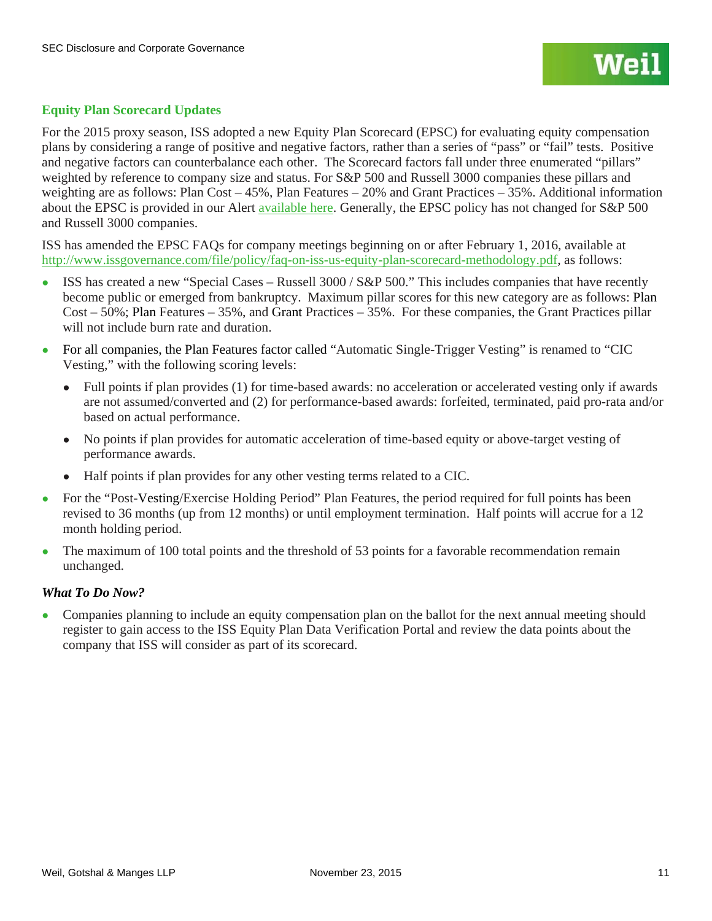## Equity Plan Scorecard Updates

For the 2015 proxy season, ISS adopted a new Equity Plan Scorecard (EPSC) for evaluating equity compensation plans by considering a range of positive and negative factors, rather than a series of "pass" or "fail" tests. Positive and negative factors can counterbalance each other. The Scorecard factors fall under three enumerated "pillars" weighted by reference to company size and status. For S&P 500 and Russell 3000 companies these pillars and weighting are as follows: Plan Cost – 45%, Plan Features – 20% and Grant Practices – 35%. Additional information about the EPSC is provided in our Alert available here. Generally, the EPSC policy has not changed for S&P 500 and Russell 3000 companies.

ISS has amended the EPSC FAQs for company meetings beginning on or after February 1, 2016, available at http://www.issgovernance.com/file/policy/faq-on-iss-us-equity-plan-scorecard-methodology.pdf, as follows:

- ISS has created a new "Special Cases – Russell 3000 / S&P 500." This includes companies that have recently become public or emerged from bankruptcy. Maximum pillar scores for this new category are as follows: Plan Cost – 50%; Plan Features – 35%, and Grant Practices – 35%. For these companies, the Grant Practices pillar will not include burn rate and duration.
- For all companies, the Plan Features factor called "Automatic Single-Trigger Vesting" is renamed to "CIC Vesting," with the following scoring levels:
  - Full points if plan provides (1) for time-based awards: no acceleration or accelerated vesting only if awards are not assumed/converted and (2) for performance-based awards: forfeited, terminated, paid pro-rata and/or based on actual performance.
  - No points if plan provides for automatic acceleration of time-based equity or above-target vesting of performance awards.
  - Half points if plan provides for any other vesting terms related to a CIC.
- For the "Post-Vesting/Exercise Holding Period" Plan Features, the period required for full points has been revised to 36 months (up from 12 months) or until employment termination. Half points will accrue for a 12 month holding period.
- The maximum of 100 total points and the threshold of 53 points for a favorable recommendation remain unchanged.

### *What To Do Now?*

- Companies planning to include an equity compensation plan on the ballot for the next annual meeting should register to gain access to the ISS Equity Plan Data Verification Portal and review the data points about the company that ISS will consider as part of its scorecard.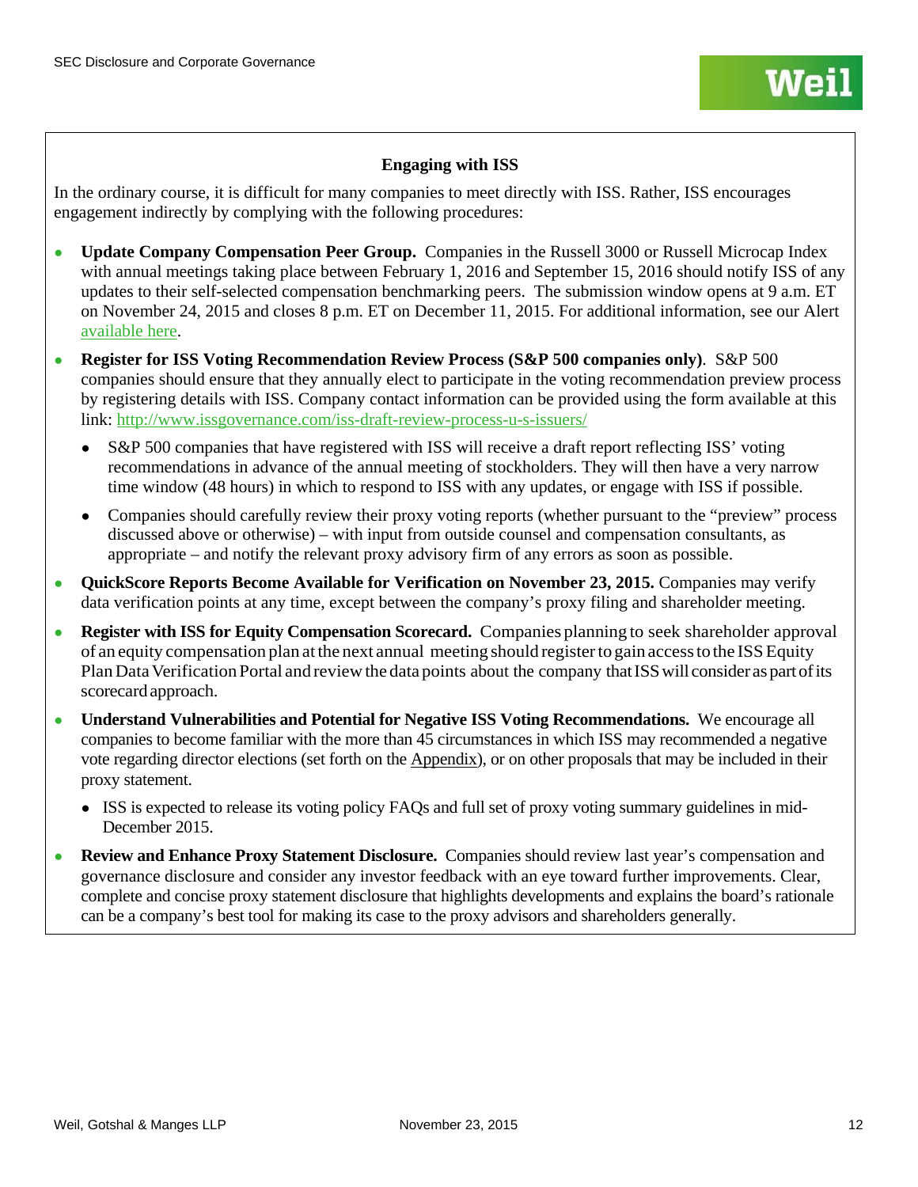### Engaging with ISS

In the ordinary course, it is difficult for many companies to meet directly with ISS. Rather, ISS encourages engagement indirectly by complying with the following procedures:

- **Update Company Compensation Peer Group.** Companies in the Russell 3000 or Russell Microcap Index with annual meetings taking place between February 1, 2016 and September 15, 2016 should notify ISS of any updates to their self-selected compensation benchmarking peers. The submission window opens at 9 a.m. ET on November 24, 2015 and closes 8 p.m. ET on December 11, 2015. For additional information, see our Alert available here.
- **Register for ISS Voting Recommendation Review Process (S&P 500 companies only)**. S&P 500 companies should ensure that they annually elect to participate in the voting recommendation preview process by registering details with ISS. Company contact information can be provided using the form available at this link: http://www.issgovernance.com/iss-draft-review-process-u-s-issuers/
  - S&P 500 companies that have registered with ISS will receive a draft report reflecting ISS' voting recommendations in advance of the annual meeting of stockholders. They will then have a very narrow time window (48 hours) in which to respond to ISS with any updates, or engage with ISS if possible.
  - Companies should carefully review their proxy voting reports (whether pursuant to the "preview" process discussed above or otherwise) – with input from outside counsel and compensation consultants, as appropriate – and notify the relevant proxy advisory firm of any errors as soon as possible.
- **QuickScore Reports Become Available for Verification on November 23, 2015.** Companies may verify data verification points at any time, except between the company's proxy filing and shareholder meeting.
- **Register with ISS for Equity Compensation Scorecard.** Companies planning to seek shareholder approval of an equity compensation plan at the next annual meeting should register to gain access to the ISS Equity Plan Data Verification Portal and review the data points about the company that ISS will consider as part of its scorecard approach.
- **Understand Vulnerabilities and Potential for Negative ISS Voting Recommendations.** We encourage all companies to become familiar with the more than 45 circumstances in which ISS may recommended a negative vote regarding director elections (set forth on the Appendix), or on other proposals that may be included in their proxy statement.
  - ISS is expected to release its voting policy FAQs and full set of proxy voting summary guidelines in mid-December 2015.
- **Review and Enhance Proxy Statement Disclosure.** Companies should review last year's compensation and governance disclosure and consider any investor feedback with an eye toward further improvements. Clear, complete and concise proxy statement disclosure that highlights developments and explains the board's rationale can be a company's best tool for making its case to the proxy advisors and shareholders generally.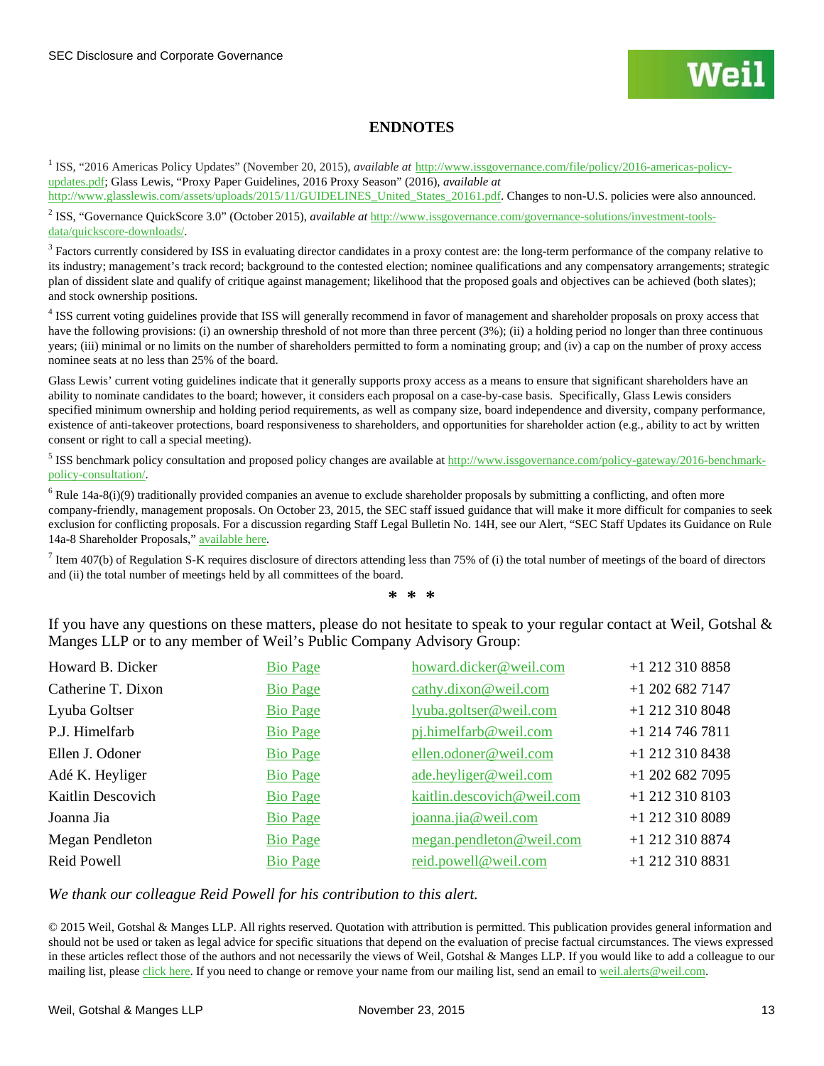## ENDNOTES

[1] ISS, "2016 Americas Policy Updates" (November 20, 2015), *available at* http://www.issgovernance.com/file/policy/2016-americas-policy-updates.pdf; Glass Lewis, "Proxy Paper Guidelines, 2016 Proxy Season" (2016), *available at* http://www.glasslewis.com/assets/uploads/2015/11/GUIDELINES_United_States_20161.pdf. Changes to non-U.S. policies were also announced.

[2] ISS, "Governance QuickScore 3.0" (October 2015), *available at* http://www.issgovernance.com/governance-solutions/investment-tools-data/quickscore-downloads/.

[3] Factors currently considered by ISS in evaluating director candidates in a proxy contest are: the long-term performance of the company relative to its industry; management's track record; background to the contested election; nominee qualifications and any compensatory arrangements; strategic plan of dissident slate and qualify of critique against management; likelihood that the proposed goals and objectives can be achieved (both slates); and stock ownership positions.

[4] ISS current voting guidelines provide that ISS will generally recommend in favor of management and shareholder proposals on proxy access that have the following provisions: (i) an ownership threshold of not more than three percent (3%); (ii) a holding period no longer than three continuous years; (iii) minimal or no limits on the number of shareholders permitted to form a nominating group; and (iv) a cap on the number of proxy access nominee seats at no less than 25% of the board.

Glass Lewis' current voting guidelines indicate that it generally supports proxy access as a means to ensure that significant shareholders have an ability to nominate candidates to the board; however, it considers each proposal on a case-by-case basis. Specifically, Glass Lewis considers specified minimum ownership and holding period requirements, as well as company size, board independence and diversity, company performance, existence of anti-takeover protections, board responsiveness to shareholders, and opportunities for shareholder action (e.g., ability to act by written consent or right to call a special meeting).

[5] ISS benchmark policy consultation and proposed policy changes are available at http://www.issgovernance.com/policy-gateway/2016-benchmark-policy-consultation/.

[6] Rule 14a-8(i)(9) traditionally provided companies an avenue to exclude shareholder proposals by submitting a conflicting, and often more company-friendly, management proposals. On October 23, 2015, the SEC staff issued guidance that will make it more difficult for companies to seek exclusion for conflicting proposals. For a discussion regarding Staff Legal Bulletin No. 14H, see our Alert, "SEC Staff Updates its Guidance on Rule 14a-8 Shareholder Proposals," available here.

[7] Item 407(b) of Regulation S-K requires disclosure of directors attending less than 75% of (i) the total number of meetings of the board of directors and (ii) the total number of meetings held by all committees of the board.

\* \* \*

If you have any questions on these matters, please do not hesitate to speak to your regular contact at Weil, Gotshal & Manges LLP or to any member of Weil's Public Company Advisory Group:

| | | | |
|---|---|---|---|
| Howard B. Dicker | Bio Page | howard.dicker@weil.com | +1 212 310 8858 |
| Catherine T. Dixon | Bio Page | cathy.dixon@weil.com | +1 202 682 7147 |
| Lyuba Goltser | Bio Page | lyuba.goltser@weil.com | +1 212 310 8048 |
| P.J. Himelfarb | Bio Page | pj.himelfarb@weil.com | +1 214 746 7811 |
| Ellen J. Odoner | Bio Page | ellen.odoner@weil.com | +1 212 310 8438 |
| Adé K. Heyliger | Bio Page | ade.heyliger@weil.com | +1 202 682 7095 |
| Kaitlin Descovich | Bio Page | kaitlin.descovich@weil.com | +1 212 310 8103 |
| Joanna Jia | Bio Page | joanna.jia@weil.com | +1 212 310 8089 |
| Megan Pendleton | Bio Page | megan.pendleton@weil.com | +1 212 310 8874 |
| Reid Powell | Bio Page | reid.powell@weil.com | +1 212 310 8831 |

*We thank our colleague Reid Powell for his contribution to this alert.*

© 2015 Weil, Gotshal & Manges LLP. All rights reserved. Quotation with attribution is permitted. This publication provides general information and should not be used or taken as legal advice for specific situations that depend on the evaluation of precise factual circumstances. The views expressed in these articles reflect those of the authors and not necessarily the views of Weil, Gotshal & Manges LLP. If you would like to add a colleague to our mailing list, please click here. If you need to change or remove your name from our mailing list, send an email to weil.alerts@weil.com.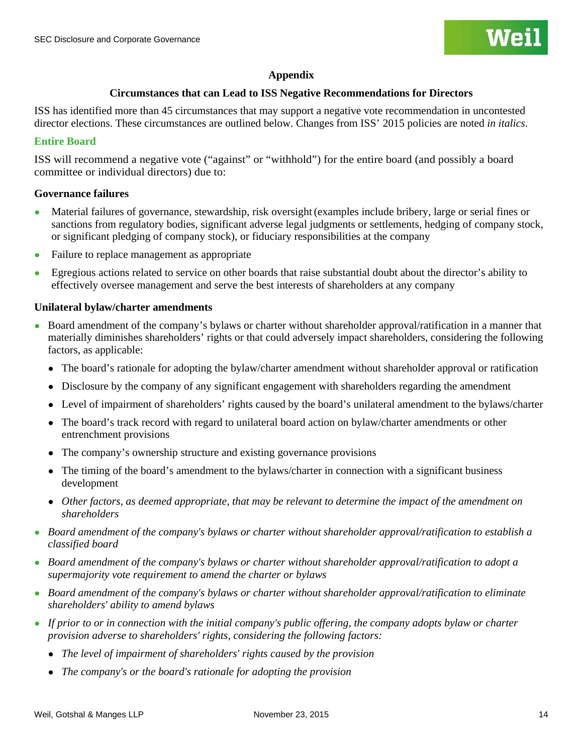## Appendix

### Circumstances that can Lead to ISS Negative Recommendations for Directors

ISS has identified more than 45 circumstances that may support a negative vote recommendation in uncontested director elections. These circumstances are outlined below. Changes from ISS' 2015 policies are noted *in italics*.

### Entire Board

ISS will recommend a negative vote ("against" or "withhold") for the entire board (and possibly a board committee or individual directors) due to:

**Governance failures**

- Material failures of governance, stewardship, risk oversight (examples include bribery, large or serial fines or sanctions from regulatory bodies, significant adverse legal judgments or settlements, hedging of company stock, or significant pledging of company stock), or fiduciary responsibilities at the company
- Failure to replace management as appropriate
- Egregious actions related to service on other boards that raise substantial doubt about the director's ability to effectively oversee management and serve the best interests of shareholders at any company

**Unilateral bylaw/charter amendments**

- Board amendment of the company's bylaws or charter without shareholder approval/ratification in a manner that materially diminishes shareholders' rights or that could adversely impact shareholders, considering the following factors, as applicable:
  - The board's rationale for adopting the bylaw/charter amendment without shareholder approval or ratification
  - Disclosure by the company of any significant engagement with shareholders regarding the amendment
  - Level of impairment of shareholders' rights caused by the board's unilateral amendment to the bylaws/charter
  - The board's track record with regard to unilateral board action on bylaw/charter amendments or other entrenchment provisions
  - The company's ownership structure and existing governance provisions
  - The timing of the board's amendment to the bylaws/charter in connection with a significant business development
  - *Other factors, as deemed appropriate, that may be relevant to determine the impact of the amendment on shareholders*
- *Board amendment of the company's bylaws or charter without shareholder approval/ratification to establish a classified board*
- *Board amendment of the company's bylaws or charter without shareholder approval/ratification to adopt a supermajority vote requirement to amend the charter or bylaws*
- *Board amendment of the company's bylaws or charter without shareholder approval/ratification to eliminate shareholders' ability to amend bylaws*
- *If prior to or in connection with the initial company's public offering, the company adopts bylaw or charter provision adverse to shareholders' rights, considering the following factors:*
  - *The level of impairment of shareholders' rights caused by the provision*
  - *The company's or the board's rationale for adopting the provision*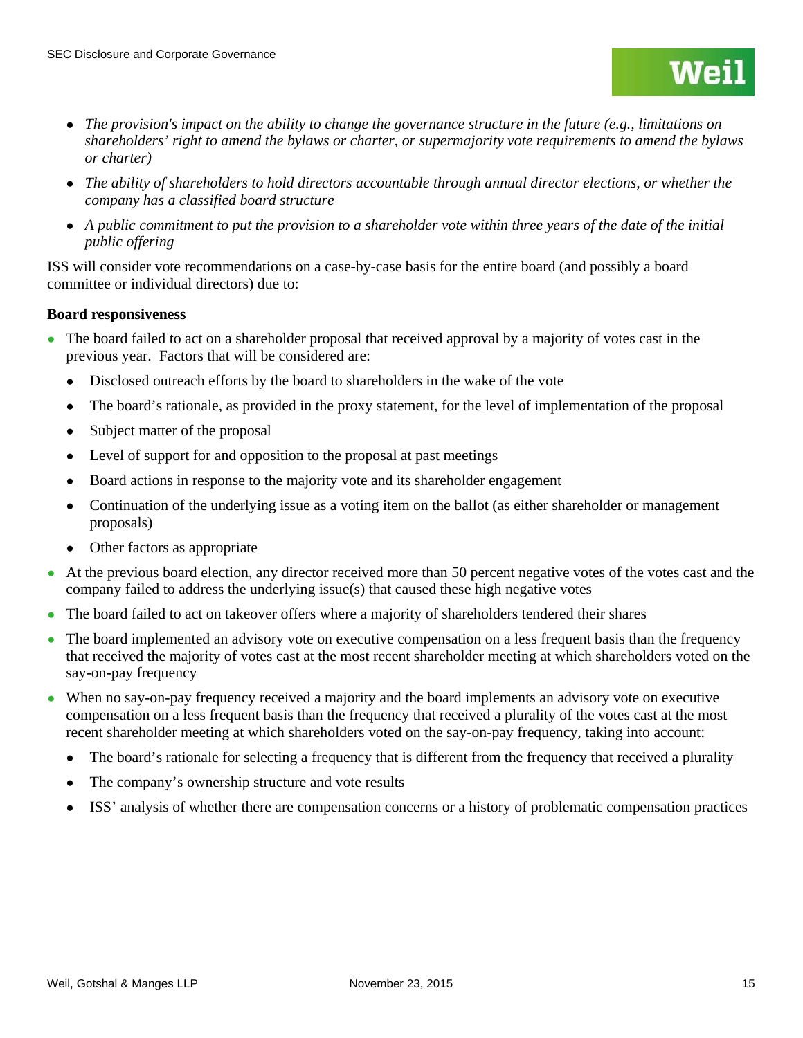- *The provision's impact on the ability to change the governance structure in the future (e.g., limitations on shareholders' right to amend the bylaws or charter, or supermajority vote requirements to amend the bylaws or charter)*
- *The ability of shareholders to hold directors accountable through annual director elections, or whether the company has a classified board structure*
- *A public commitment to put the provision to a shareholder vote within three years of the date of the initial public offering*

ISS will consider vote recommendations on a case-by-case basis for the entire board (and possibly a board committee or individual directors) due to:

**Board responsiveness**

- The board failed to act on a shareholder proposal that received approval by a majority of votes cast in the previous year. Factors that will be considered are:
  - Disclosed outreach efforts by the board to shareholders in the wake of the vote
  - The board's rationale, as provided in the proxy statement, for the level of implementation of the proposal
  - Subject matter of the proposal
  - Level of support for and opposition to the proposal at past meetings
  - Board actions in response to the majority vote and its shareholder engagement
  - Continuation of the underlying issue as a voting item on the ballot (as either shareholder or management proposals)
  - Other factors as appropriate
- At the previous board election, any director received more than 50 percent negative votes of the votes cast and the company failed to address the underlying issue(s) that caused these high negative votes
- The board failed to act on takeover offers where a majority of shareholders tendered their shares
- The board implemented an advisory vote on executive compensation on a less frequent basis than the frequency that received the majority of votes cast at the most recent shareholder meeting at which shareholders voted on the say-on-pay frequency
- When no say-on-pay frequency received a majority and the board implements an advisory vote on executive compensation on a less frequent basis than the frequency that received a plurality of the votes cast at the most recent shareholder meeting at which shareholders voted on the say-on-pay frequency, taking into account:
  - The board's rationale for selecting a frequency that is different from the frequency that received a plurality
  - The company's ownership structure and vote results
  - ISS' analysis of whether there are compensation concerns or a history of problematic compensation practices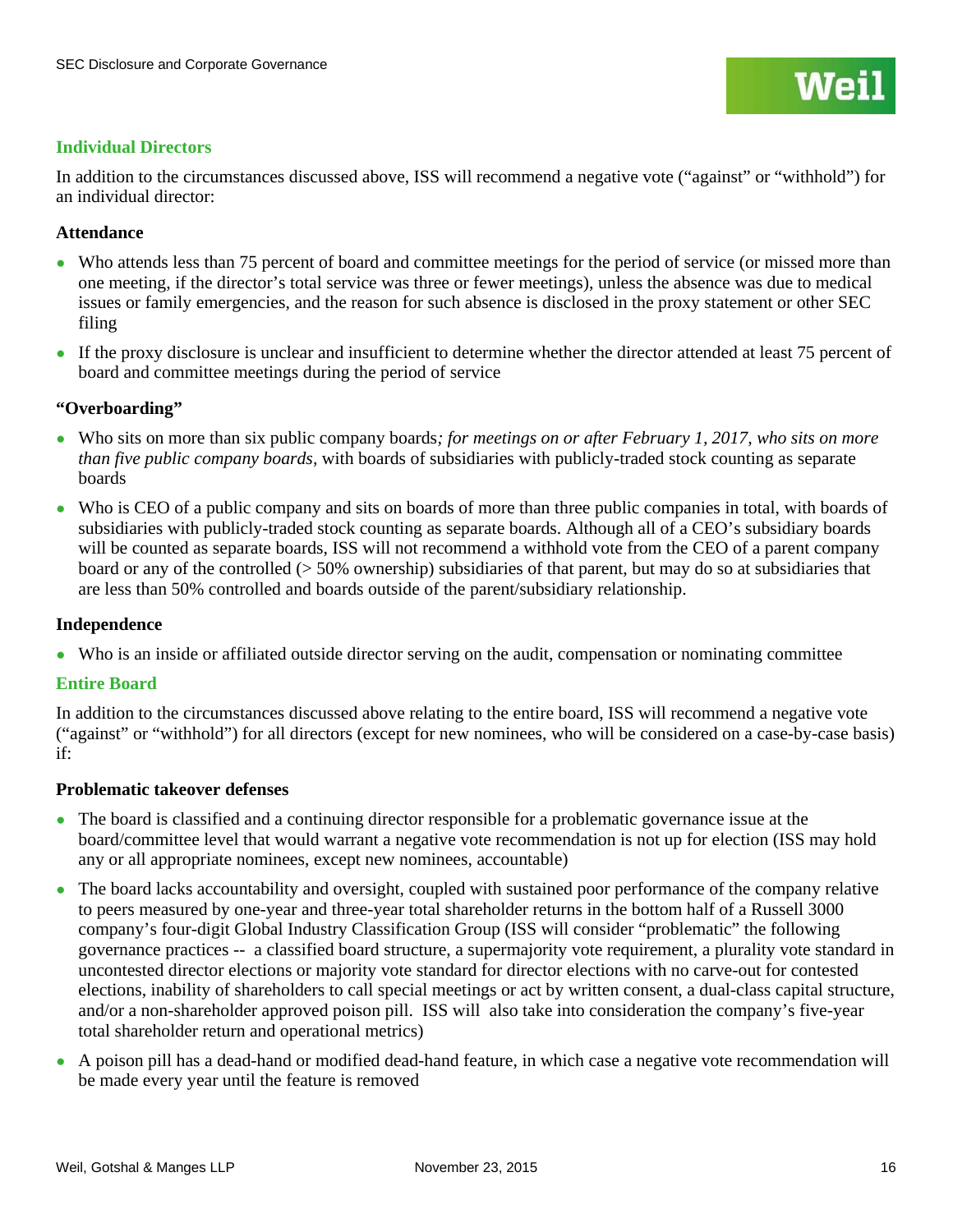### Individual Directors

In addition to the circumstances discussed above, ISS will recommend a negative vote ("against" or "withhold") for an individual director:

**Attendance**

- Who attends less than 75 percent of board and committee meetings for the period of service (or missed more than one meeting, if the director's total service was three or fewer meetings), unless the absence was due to medical issues or family emergencies, and the reason for such absence is disclosed in the proxy statement or other SEC filing
- If the proxy disclosure is unclear and insufficient to determine whether the director attended at least 75 percent of board and committee meetings during the period of service

**"Overboarding"**

- Who sits on more than six public company boards*; for meetings on or after February 1, 2017, who sits on more than five public company boards*, with boards of subsidiaries with publicly-traded stock counting as separate boards
- Who is CEO of a public company and sits on boards of more than three public companies in total, with boards of subsidiaries with publicly-traded stock counting as separate boards. Although all of a CEO's subsidiary boards will be counted as separate boards, ISS will not recommend a withhold vote from the CEO of a parent company board or any of the controlled (> 50% ownership) subsidiaries of that parent, but may do so at subsidiaries that are less than 50% controlled and boards outside of the parent/subsidiary relationship.

**Independence**

- Who is an inside or affiliated outside director serving on the audit, compensation or nominating committee

### Entire Board

In addition to the circumstances discussed above relating to the entire board, ISS will recommend a negative vote ("against" or "withhold") for all directors (except for new nominees, who will be considered on a case-by-case basis) if:

**Problematic takeover defenses**

- The board is classified and a continuing director responsible for a problematic governance issue at the board/committee level that would warrant a negative vote recommendation is not up for election (ISS may hold any or all appropriate nominees, except new nominees, accountable)
- The board lacks accountability and oversight, coupled with sustained poor performance of the company relative to peers measured by one-year and three-year total shareholder returns in the bottom half of a Russell 3000 company's four-digit Global Industry Classification Group (ISS will consider "problematic" the following governance practices -- a classified board structure, a supermajority vote requirement, a plurality vote standard in uncontested director elections or majority vote standard for director elections with no carve-out for contested elections, inability of shareholders to call special meetings or act by written consent, a dual-class capital structure, and/or a non-shareholder approved poison pill. ISS will also take into consideration the company's five-year total shareholder return and operational metrics)
- A poison pill has a dead-hand or modified dead-hand feature, in which case a negative vote recommendation will be made every year until the feature is removed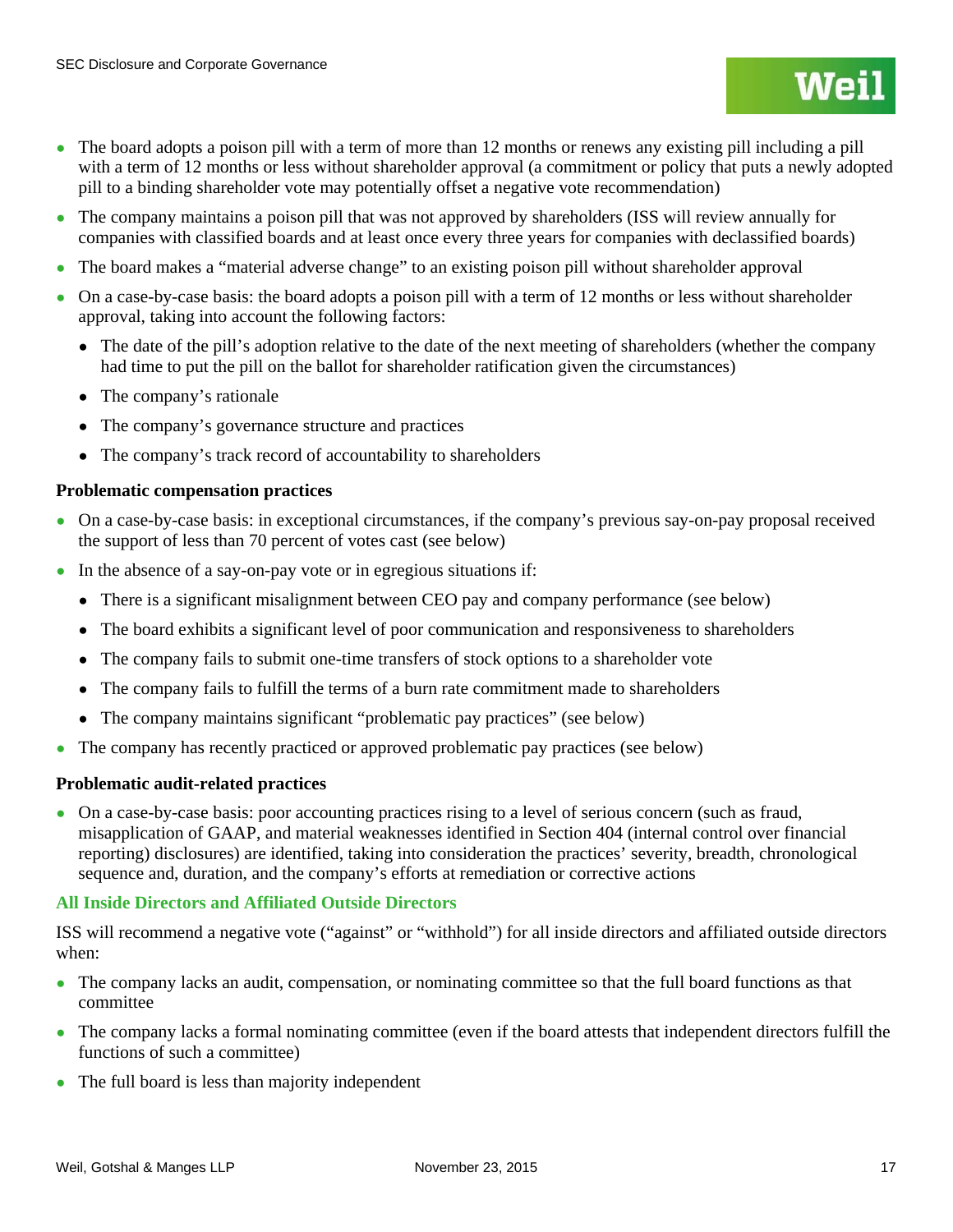- The board adopts a poison pill with a term of more than 12 months or renews any existing pill including a pill with a term of 12 months or less without shareholder approval (a commitment or policy that puts a newly adopted pill to a binding shareholder vote may potentially offset a negative vote recommendation)
- The company maintains a poison pill that was not approved by shareholders (ISS will review annually for companies with classified boards and at least once every three years for companies with declassified boards)
- The board makes a "material adverse change" to an existing poison pill without shareholder approval
- On a case-by-case basis: the board adopts a poison pill with a term of 12 months or less without shareholder approval, taking into account the following factors:
  - The date of the pill's adoption relative to the date of the next meeting of shareholders (whether the company had time to put the pill on the ballot for shareholder ratification given the circumstances)
  - The company's rationale
  - The company's governance structure and practices
  - The company's track record of accountability to shareholders

**Problematic compensation practices**

- On a case-by-case basis: in exceptional circumstances, if the company's previous say-on-pay proposal received the support of less than 70 percent of votes cast (see below)
- In the absence of a say-on-pay vote or in egregious situations if:
  - There is a significant misalignment between CEO pay and company performance (see below)
  - The board exhibits a significant level of poor communication and responsiveness to shareholders
  - The company fails to submit one-time transfers of stock options to a shareholder vote
  - The company fails to fulfill the terms of a burn rate commitment made to shareholders
  - The company maintains significant "problematic pay practices" (see below)
- The company has recently practiced or approved problematic pay practices (see below)

**Problematic audit-related practices**

- On a case-by-case basis: poor accounting practices rising to a level of serious concern (such as fraud, misapplication of GAAP, and material weaknesses identified in Section 404 (internal control over financial reporting) disclosures) are identified, taking into consideration the practices' severity, breadth, chronological sequence and, duration, and the company's efforts at remediation or corrective actions

### All Inside Directors and Affiliated Outside Directors

ISS will recommend a negative vote ("against" or "withhold") for all inside directors and affiliated outside directors when:

- The company lacks an audit, compensation, or nominating committee so that the full board functions as that committee
- The company lacks a formal nominating committee (even if the board attests that independent directors fulfill the functions of such a committee)
- The full board is less than majority independent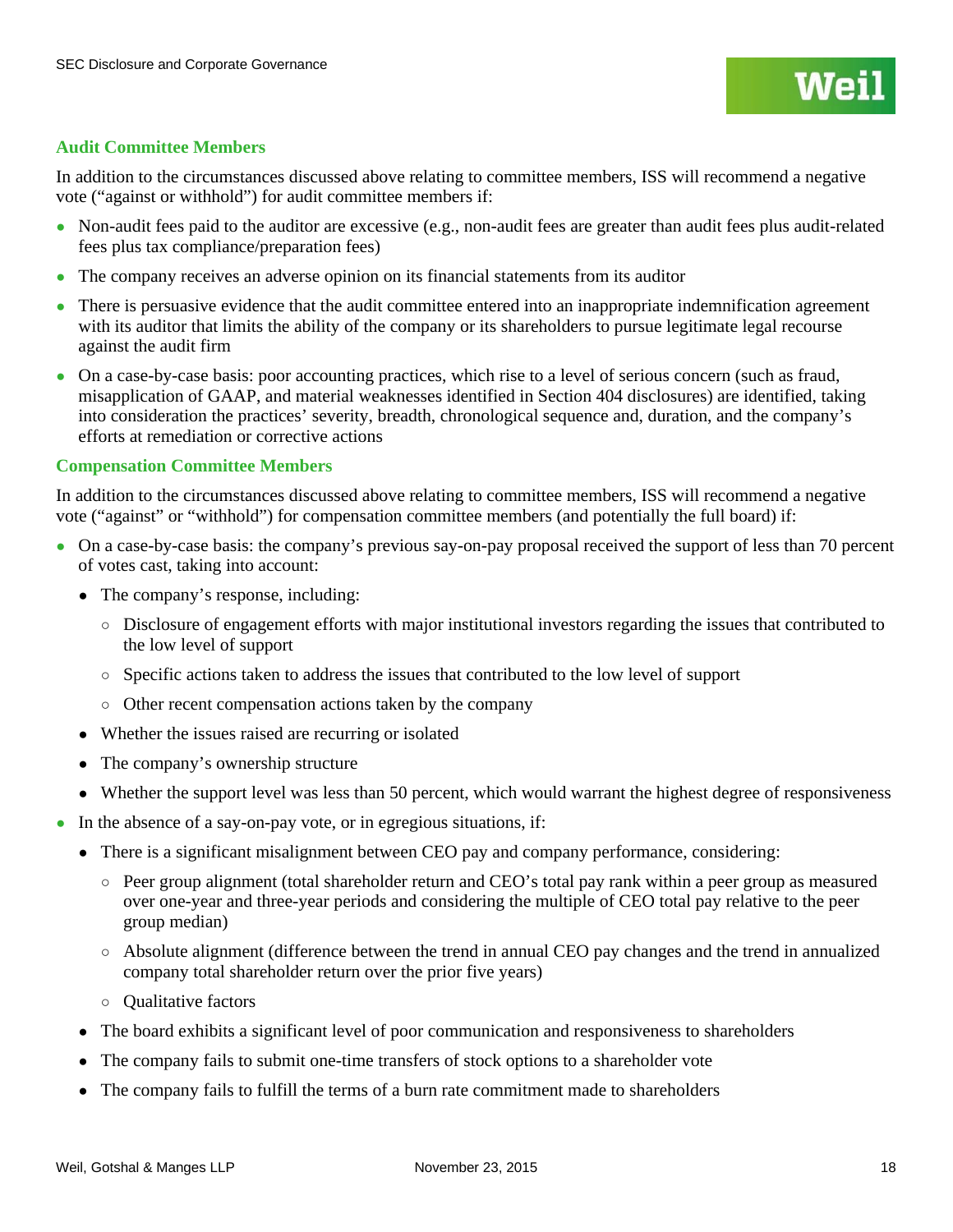### Audit Committee Members

In addition to the circumstances discussed above relating to committee members, ISS will recommend a negative vote (“against or withhold”) for audit committee members if:

- Non-audit fees paid to the auditor are excessive (e.g., non-audit fees are greater than audit fees plus audit-related fees plus tax compliance/preparation fees)
- The company receives an adverse opinion on its financial statements from its auditor
- There is persuasive evidence that the audit committee entered into an inappropriate indemnification agreement with its auditor that limits the ability of the company or its shareholders to pursue legitimate legal recourse against the audit firm
- On a case-by-case basis: poor accounting practices, which rise to a level of serious concern (such as fraud, misapplication of GAAP, and material weaknesses identified in Section 404 disclosures) are identified, taking into consideration the practices’ severity, breadth, chronological sequence and, duration, and the company’s efforts at remediation or corrective actions

### Compensation Committee Members

In addition to the circumstances discussed above relating to committee members, ISS will recommend a negative vote (“against” or “withhold”) for compensation committee members (and potentially the full board) if:

- On a case-by-case basis: the company’s previous say-on-pay proposal received the support of less than 70 percent of votes cast, taking into account:
  - The company’s response, including:
    - Disclosure of engagement efforts with major institutional investors regarding the issues that contributed to the low level of support
    - Specific actions taken to address the issues that contributed to the low level of support
    - Other recent compensation actions taken by the company
  - Whether the issues raised are recurring or isolated
  - The company’s ownership structure
  - Whether the support level was less than 50 percent, which would warrant the highest degree of responsiveness
- In the absence of a say-on-pay vote, or in egregious situations, if:
  - There is a significant misalignment between CEO pay and company performance, considering:
    - Peer group alignment (total shareholder return and CEO’s total pay rank within a peer group as measured over one-year and three-year periods and considering the multiple of CEO total pay relative to the peer group median)
    - Absolute alignment (difference between the trend in annual CEO pay changes and the trend in annualized company total shareholder return over the prior five years)
    - Qualitative factors
  - The board exhibits a significant level of poor communication and responsiveness to shareholders
  - The company fails to submit one-time transfers of stock options to a shareholder vote
  - The company fails to fulfill the terms of a burn rate commitment made to shareholders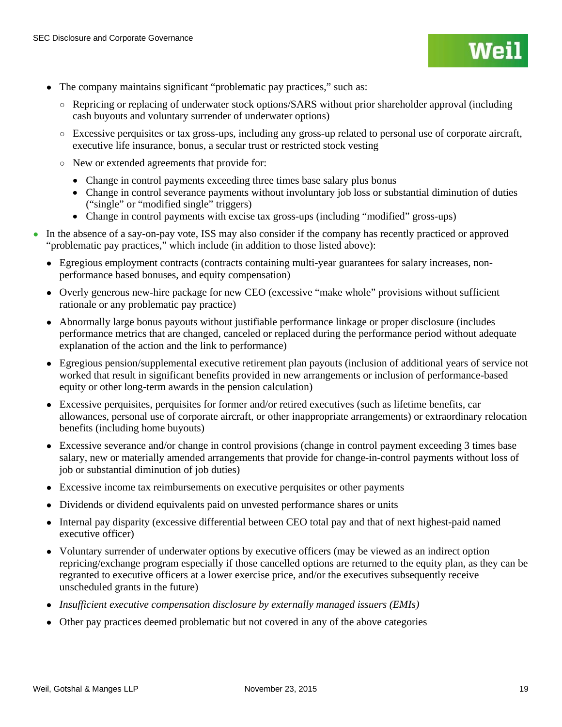- The company maintains significant "problematic pay practices," such as:
  - Repricing or replacing of underwater stock options/SARS without prior shareholder approval (including cash buyouts and voluntary surrender of underwater options)
  - Excessive perquisites or tax gross-ups, including any gross-up related to personal use of corporate aircraft, executive life insurance, bonus, a secular trust or restricted stock vesting
  - New or extended agreements that provide for:
    - Change in control payments exceeding three times base salary plus bonus
    - Change in control severance payments without involuntary job loss or substantial diminution of duties ("single" or "modified single" triggers)
    - Change in control payments with excise tax gross-ups (including "modified" gross-ups)
- In the absence of a say-on-pay vote, ISS may also consider if the company has recently practiced or approved "problematic pay practices," which include (in addition to those listed above):
  - Egregious employment contracts (contracts containing multi-year guarantees for salary increases, non-performance based bonuses, and equity compensation)
  - Overly generous new-hire package for new CEO (excessive "make whole" provisions without sufficient rationale or any problematic pay practice)
  - Abnormally large bonus payouts without justifiable performance linkage or proper disclosure (includes performance metrics that are changed, canceled or replaced during the performance period without adequate explanation of the action and the link to performance)
  - Egregious pension/supplemental executive retirement plan payouts (inclusion of additional years of service not worked that result in significant benefits provided in new arrangements or inclusion of performance-based equity or other long-term awards in the pension calculation)
  - Excessive perquisites, perquisites for former and/or retired executives (such as lifetime benefits, car allowances, personal use of corporate aircraft, or other inappropriate arrangements) or extraordinary relocation benefits (including home buyouts)
  - Excessive severance and/or change in control provisions (change in control payment exceeding 3 times base salary, new or materially amended arrangements that provide for change-in-control payments without loss of job or substantial diminution of job duties)
  - Excessive income tax reimbursements on executive perquisites or other payments
  - Dividends or dividend equivalents paid on unvested performance shares or units
  - Internal pay disparity (excessive differential between CEO total pay and that of next highest-paid named executive officer)
  - Voluntary surrender of underwater options by executive officers (may be viewed as an indirect option repricing/exchange program especially if those cancelled options are returned to the equity plan, as they can be regranted to executive officers at a lower exercise price, and/or the executives subsequently receive unscheduled grants in the future)
  - *Insufficient executive compensation disclosure by externally managed issuers (EMIs)*
  - Other pay practices deemed problematic but not covered in any of the above categories